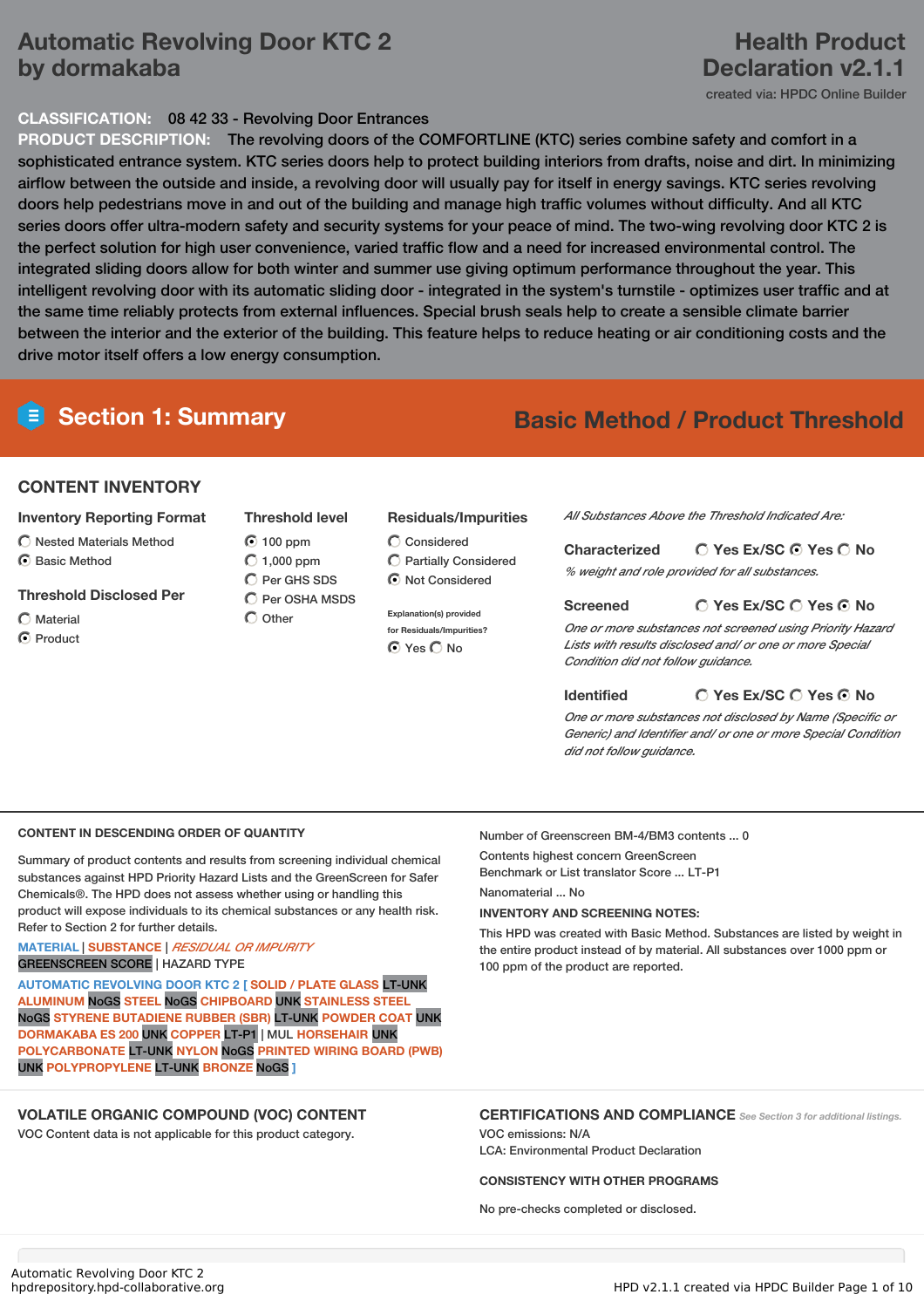# Automatic Revolving Door KTC 2 by dormakaba

# Health Product Declaration v2.1.1

created via: HPDC Online Builder

**CLASSIFICATION:** 08 42 33 - Revolving Door Entrances

**PRODUCT DESCRIPTION:** The revolving doors of the COMFORTLINE (KTC) series combine safety and comfort in a sophisticated entrance system. KTC series doors help to protect building interiors from drafts, noise and dirt. In minimizing airflow between the outside and inside, a revolving door will usually pay for itself in energy savings. KTC series revolving doors help pedestrians move in and out of the building and manage high traffic volumes without difficulty. And all KTC series doors offer ultra-modern safety and security systems for your peace of mind. The two-wing revolving door KTC 2 is the perfect solution for high user convenience, varied traffic flow and a need for increased environmental control. The integrated sliding doors allow for both winter and summer use giving optimum performance throughout the year. This intelligent revolving door with its automatic sliding door - integrated in the system's turnstile - optimizes user traffic and at the same time reliably protects from external influences. Special brush seals help to create a sensible climate barrier between the interior and the exterior of the building. This feature helps to reduce heating or air conditioning costs and the drive motor itself offers a low energy consumption.

## Section 1: Summary

**Basic Method / Product Threshold**

### CONTENT INVENTORY

**Inventory Reporting Format**
- ○ Nested Materials Method
- ◉ Basic Method

**Threshold Disclosed Per**
- ○ Material
- ◉ Product

**Threshold level**
- ◉ 100 ppm
- ○ 1,000 ppm
- ○ Per GHS SDS
- ○ Per OSHA MSDS
- ○ Other

**Residuals/Impurities**
- ○ Considered
- ○ Partially Considered
- ◉ Not Considered

Explanation(s) provided for Residuals/Impurities?
- ◉ Yes ○ No

*All Substances Above the Threshold Indicated Are:*

**Characterized** ○ Yes Ex/SC ◉ Yes ○ No
*% weight and role provided for all substances.*

**Screened** ○ Yes Ex/SC ○ Yes ◉ No
*One or more substances not screened using Priority Hazard Lists with results disclosed and/ or one or more Special Condition did not follow guidance.*

**Identified** ○ Yes Ex/SC ○ Yes ◉ No
*One or more substances not disclosed by Name (Specific or Generic) and Identifier and/ or one or more Special Condition did not follow guidance.*

### CONTENT IN DESCENDING ORDER OF QUANTITY

Summary of product contents and results from screening individual chemical substances against HPD Priority Hazard Lists and the GreenScreen for Safer Chemicals®. The HPD does not assess whether using or handling this product will expose individuals to its chemical substances or any health risk. Refer to Section 2 for further details.

MATERIAL | SUBSTANCE | *RESIDUAL OR IMPURITY*
GREENSCREEN SCORE | HAZARD TYPE

AUTOMATIC REVOLVING DOOR KTC 2 [ SOLID / PLATE GLASS LT-UNK ALUMINUM NoGS STEEL NoGS CHIPBOARD UNK STAINLESS STEEL NoGS STYRENE BUTADIENE RUBBER (SBR) LT-UNK POWDER COAT UNK DORMAKABA ES 200 UNK COPPER LT-P1 | MUL HORSEHAIR UNK POLYCARBONATE LT-UNK NYLON NoGS PRINTED WIRING BOARD (PWB) UNK POLYPROPYLENE LT-UNK BRONZE NoGS ]

Number of Greenscreen BM-4/BM3 contents ... 0

Contents highest concern GreenScreen Benchmark or List translator Score ... LT-P1

Nanomaterial ... No

**INVENTORY AND SCREENING NOTES:**

This HPD was created with Basic Method. Substances are listed by weight in the entire product instead of by material. All substances over 1000 ppm or 100 ppm of the product are reported.

### VOLATILE ORGANIC COMPOUND (VOC) CONTENT

VOC Content data is not applicable for this product category.

### CERTIFICATIONS AND COMPLIANCE

*See Section 3 for additional listings.*

VOC emissions: N/A

LCA: Environmental Product Declaration

**CONSISTENCY WITH OTHER PROGRAMS**

No pre-checks completed or disclosed.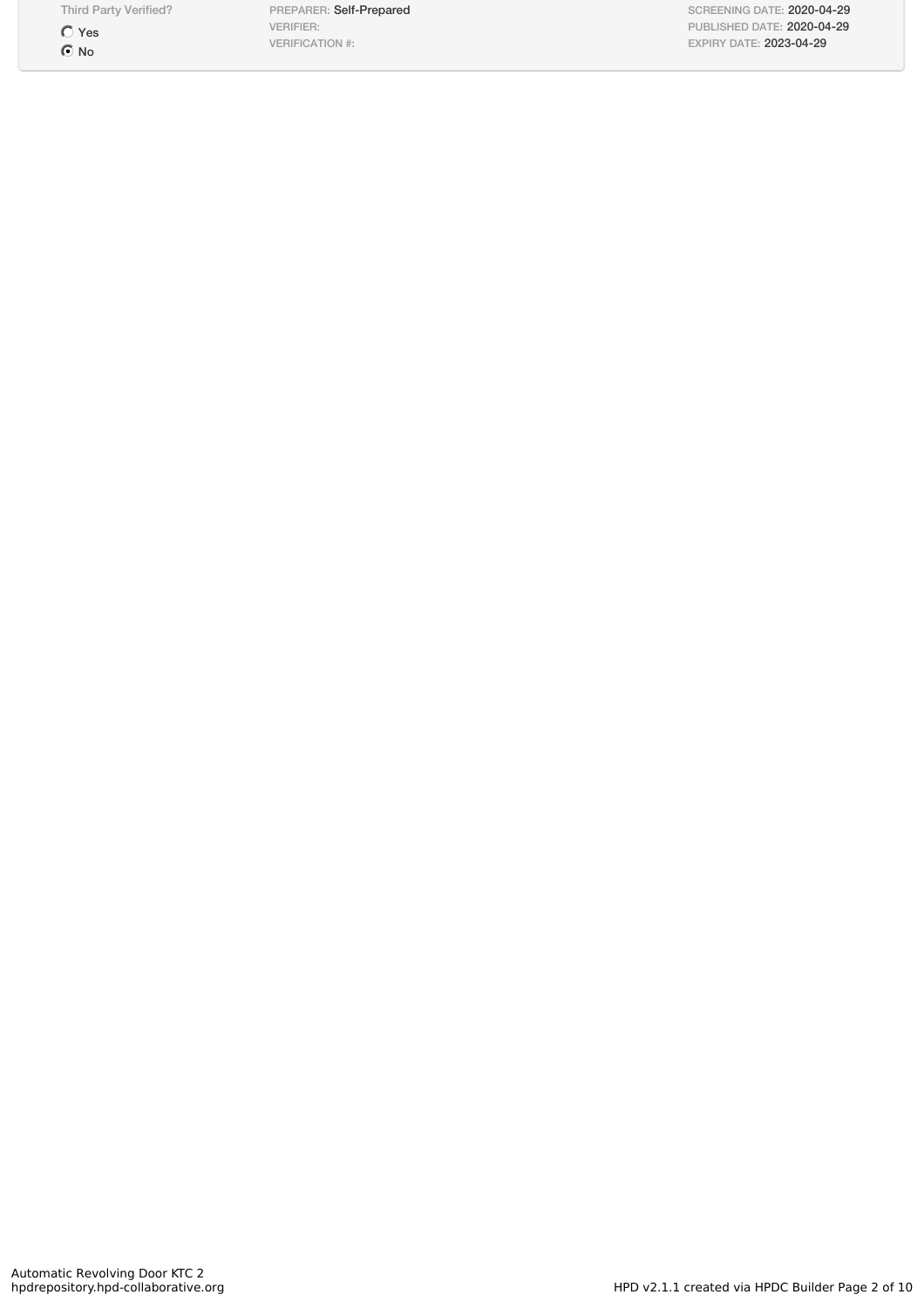Third Party Verified?

- ○ Yes
- ◉ No

PREPARER: **Self-Prepared**
VERIFIER:
VERIFICATION #:

SCREENING DATE: **2020-04-29**
PUBLISHED DATE: **2020-04-29**
EXPIRY DATE: **2023-04-29**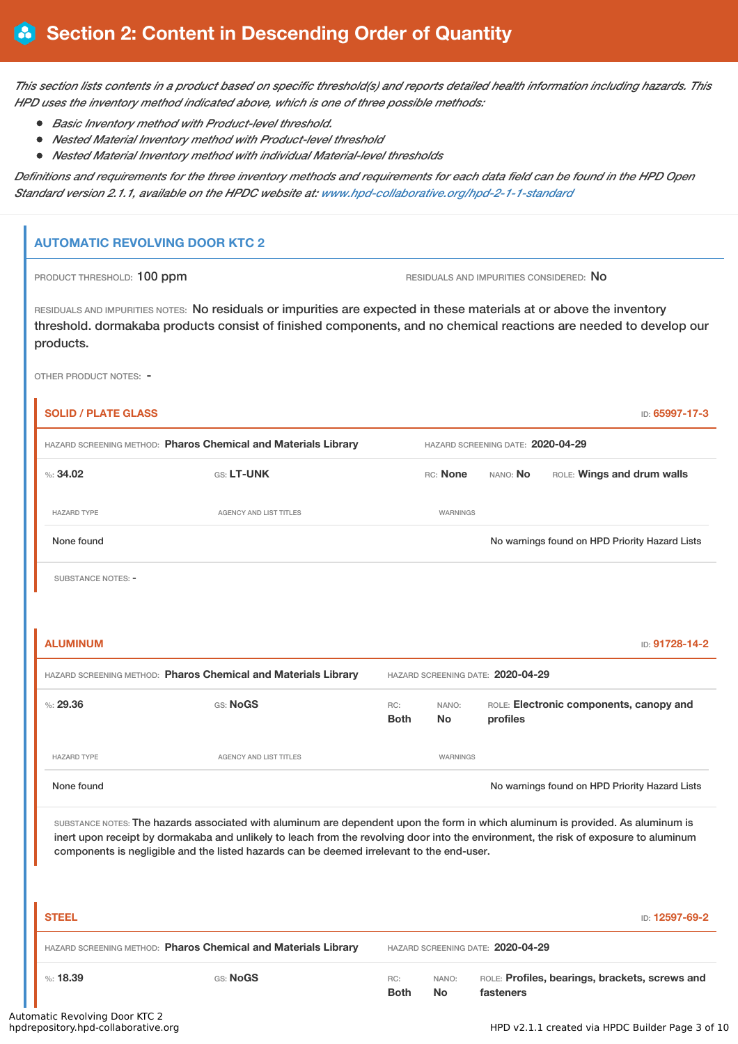# Section 2: Content in Descending Order of Quantity

*This section lists contents in a product based on specific threshold(s) and reports detailed health information including hazards. This HPD uses the inventory method indicated above, which is one of three possible methods:*

- *Basic Inventory method with Product-level threshold.*
- *Nested Material Inventory method with Product-level threshold*
- *Nested Material Inventory method with individual Material-level thresholds*

*Definitions and requirements for the three inventory methods and requirements for each data field can be found in the HPD Open Standard version 2.1.1, available on the HPDC website at: www.hpd-collaborative.org/hpd-2-1-1-standard*

## AUTOMATIC REVOLVING DOOR KTC 2

PRODUCT THRESHOLD: **100 ppm**

RESIDUALS AND IMPURITIES CONSIDERED: **No**

RESIDUALS AND IMPURITIES NOTES: No residuals or impurities are expected in these materials at or above the inventory threshold. dormakaba products consist of finished components, and no chemical reactions are needed to develop our products.

OTHER PRODUCT NOTES: -

### SOLID / PLATE GLASS

ID: **65997-17-3**

HAZARD SCREENING METHOD: **Pharos Chemical and Materials Library**

HAZARD SCREENING DATE: **2020-04-29**

%: **34.02** | GS: **LT-UNK** | RC: **None** | NANO: **No** | ROLE: **Wings and drum walls**

| HAZARD TYPE | AGENCY AND LIST TITLES | WARNINGS |
|---|---|---|
| None found | | No warnings found on HPD Priority Hazard Lists |

SUBSTANCE NOTES: -

### ALUMINUM

ID: **91728-14-2**

HAZARD SCREENING METHOD: **Pharos Chemical and Materials Library**

HAZARD SCREENING DATE: **2020-04-29**

%: **29.36** | GS: **NoGS** | RC: **Both** | NANO: **No** | ROLE: **Electronic components, canopy and profiles**

| HAZARD TYPE | AGENCY AND LIST TITLES | WARNINGS |
|---|---|---|
| None found | | No warnings found on HPD Priority Hazard Lists |

SUBSTANCE NOTES: The hazards associated with aluminum are dependent upon the form in which aluminum is provided. As aluminum is inert upon receipt by dormakaba and unlikely to leach from the revolving door into the environment, the risk of exposure to aluminum components is negligible and the listed hazards can be deemed irrelevant to the end-user.

### STEEL

ID: **12597-69-2**

HAZARD SCREENING METHOD: **Pharos Chemical and Materials Library**

HAZARD SCREENING DATE: **2020-04-29**

%: **18.39** | GS: **NoGS** | RC: **Both** | NANO: **No** | ROLE: **Profiles, bearings, brackets, screws and fasteners**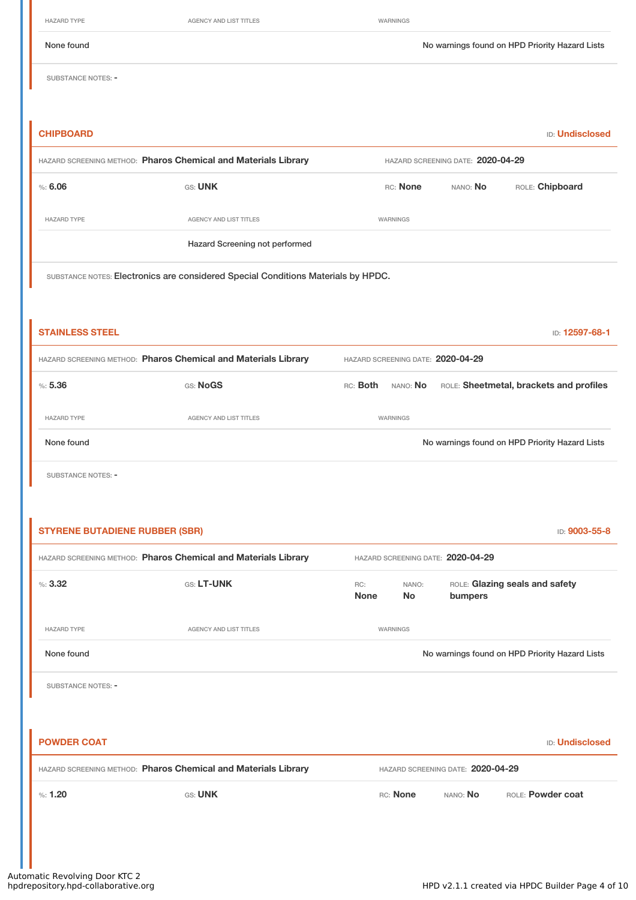| HAZARD TYPE | AGENCY AND LIST TITLES | WARNINGS |
|---|---|---|
| None found | | No warnings found on HPD Priority Hazard Lists |

SUBSTANCE NOTES: -

## CHIPBOARD

ID: **Undisclosed**

HAZARD SCREENING METHOD: **Pharos Chemical and Materials Library** HAZARD SCREENING DATE: **2020-04-29**

%: **6.06** GS: **UNK** RC: **None** NANO: **No** ROLE: **Chipboard**

| HAZARD TYPE | AGENCY AND LIST TITLES | WARNINGS |
|---|---|---|
| | Hazard Screening not performed | |

SUBSTANCE NOTES: Electronics are considered Special Conditions Materials by HPDC.

## STAINLESS STEEL

ID: **12597-68-1**

HAZARD SCREENING METHOD: **Pharos Chemical and Materials Library** HAZARD SCREENING DATE: **2020-04-29**

%: **5.36** GS: **NoGS** RC: **Both** NANO: **No** ROLE: **Sheetmetal, brackets and profiles**

| HAZARD TYPE | AGENCY AND LIST TITLES | WARNINGS |
|---|---|---|
| None found | | No warnings found on HPD Priority Hazard Lists |

SUBSTANCE NOTES: -

## STYRENE BUTADIENE RUBBER (SBR)

ID: **9003-55-8**

HAZARD SCREENING METHOD: **Pharos Chemical and Materials Library** HAZARD SCREENING DATE: **2020-04-29**

%: **3.32** GS: **LT-UNK** RC: **None** NANO: **No** ROLE: **Glazing seals and safety bumpers**

| HAZARD TYPE | AGENCY AND LIST TITLES | WARNINGS |
|---|---|---|
| None found | | No warnings found on HPD Priority Hazard Lists |

SUBSTANCE NOTES: -

## POWDER COAT

ID: **Undisclosed**

HAZARD SCREENING METHOD: **Pharos Chemical and Materials Library** HAZARD SCREENING DATE: **2020-04-29**

%: **1.20** GS: **UNK** RC: **None** NANO: **No** ROLE: **Powder coat**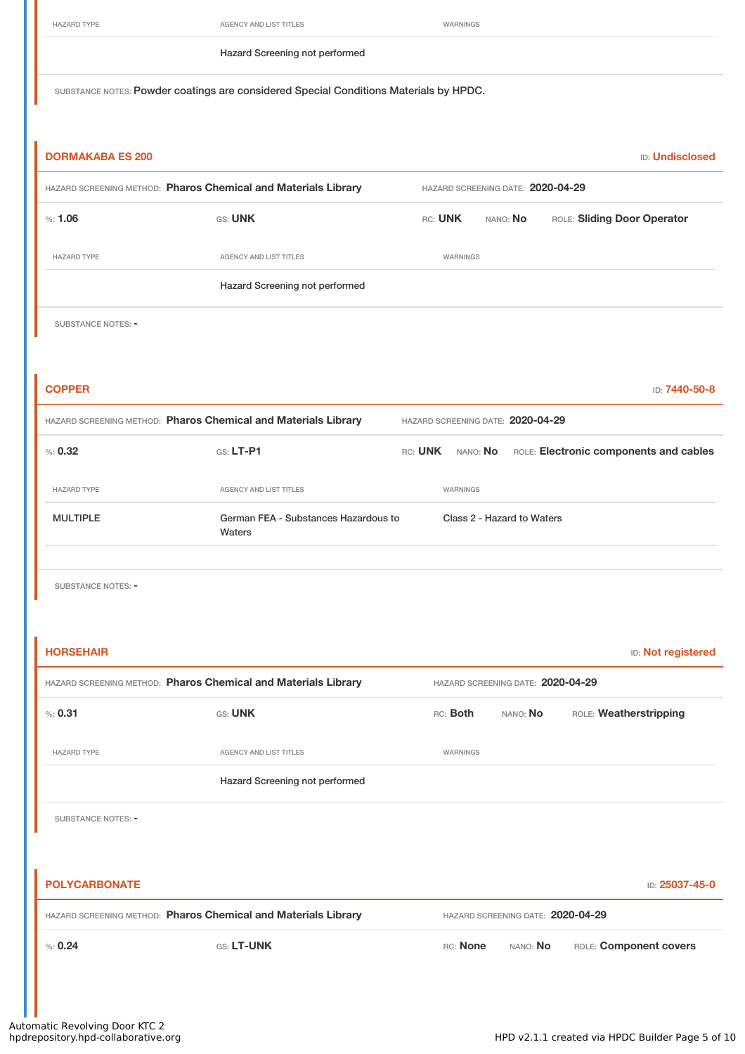| HAZARD TYPE | AGENCY AND LIST TITLES | WARNINGS |
| --- | --- | --- |
| | Hazard Screening not performed | |

SUBSTANCE NOTES: Powder coatings are considered Special Conditions Materials by HPDC.

### DORMAKABA ES 200

ID: Undisclosed

HAZARD SCREENING METHOD: **Pharos Chemical and Materials Library** HAZARD SCREENING DATE: **2020-04-29**

%: **1.06** GS: **UNK** RC: **UNK** NANO: **No** ROLE: **Sliding Door Operator**

| HAZARD TYPE | AGENCY AND LIST TITLES | WARNINGS |
| --- | --- | --- |
| | Hazard Screening not performed | |

SUBSTANCE NOTES: -

### COPPER

ID: 7440-50-8

HAZARD SCREENING METHOD: **Pharos Chemical and Materials Library** HAZARD SCREENING DATE: **2020-04-29**

%: **0.32** GS: **LT-P1** RC: **UNK** NANO: **No** ROLE: **Electronic components and cables**

| HAZARD TYPE | AGENCY AND LIST TITLES | WARNINGS |
| --- | --- | --- |
| MULTIPLE | German FEA - Substances Hazardous to Waters | Class 2 - Hazard to Waters |

SUBSTANCE NOTES: -

### HORSEHAIR

ID: Not registered

HAZARD SCREENING METHOD: **Pharos Chemical and Materials Library** HAZARD SCREENING DATE: **2020-04-29**

%: **0.31** GS: **UNK** RC: **Both** NANO: **No** ROLE: **Weatherstripping**

| HAZARD TYPE | AGENCY AND LIST TITLES | WARNINGS |
| --- | --- | --- |
| | Hazard Screening not performed | |

SUBSTANCE NOTES: -

### POLYCARBONATE

ID: 25037-45-0

HAZARD SCREENING METHOD: **Pharos Chemical and Materials Library** HAZARD SCREENING DATE: **2020-04-29**

%: **0.24** GS: **LT-UNK** RC: **None** NANO: **No** ROLE: **Component covers**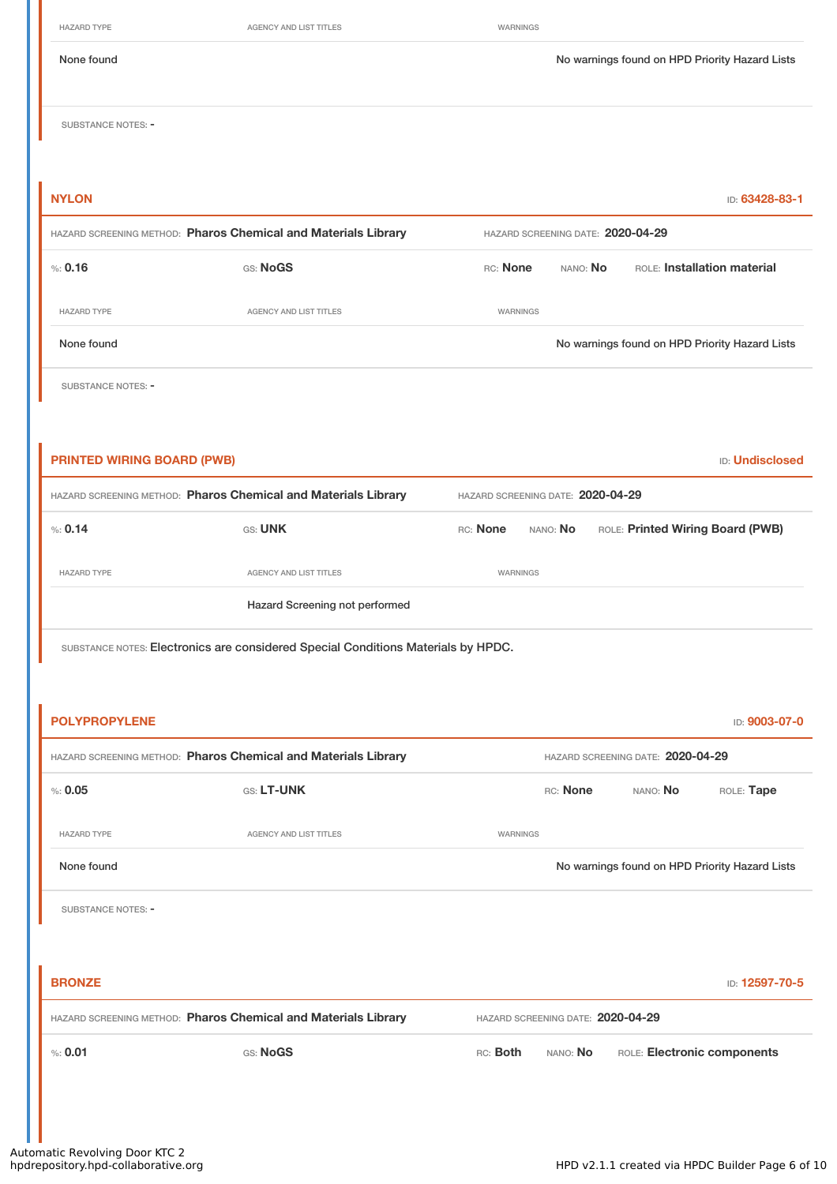| HAZARD TYPE | AGENCY AND LIST TITLES | WARNINGS |
|---|---|---|
| None found | | No warnings found on HPD Priority Hazard Lists |

SUBSTANCE NOTES: -

## NYLON

ID: 63428-83-1

HAZARD SCREENING METHOD: **Pharos Chemical and Materials Library** HAZARD SCREENING DATE: **2020-04-29**

%: **0.16** GS: **NoGS** RC: **None** NANO: **No** ROLE: **Installation material**

| HAZARD TYPE | AGENCY AND LIST TITLES | WARNINGS |
|---|---|---|
| None found | | No warnings found on HPD Priority Hazard Lists |

SUBSTANCE NOTES: -

## PRINTED WIRING BOARD (PWB)

ID: Undisclosed

HAZARD SCREENING METHOD: **Pharos Chemical and Materials Library** HAZARD SCREENING DATE: **2020-04-29**

%: **0.14** GS: **UNK** RC: **None** NANO: **No** ROLE: **Printed Wiring Board (PWB)**

| HAZARD TYPE | AGENCY AND LIST TITLES | WARNINGS |
|---|---|---|
| | Hazard Screening not performed | |

SUBSTANCE NOTES: Electronics are considered Special Conditions Materials by HPDC.

## POLYPROPYLENE

ID: 9003-07-0

HAZARD SCREENING METHOD: **Pharos Chemical and Materials Library** HAZARD SCREENING DATE: **2020-04-29**

%: **0.05** GS: **LT-UNK** RC: **None** NANO: **No** ROLE: **Tape**

| HAZARD TYPE | AGENCY AND LIST TITLES | WARNINGS |
|---|---|---|
| None found | | No warnings found on HPD Priority Hazard Lists |

SUBSTANCE NOTES: -

## BRONZE

ID: 12597-70-5

HAZARD SCREENING METHOD: **Pharos Chemical and Materials Library** HAZARD SCREENING DATE: **2020-04-29**

%: **0.01** GS: **NoGS** RC: **Both** NANO: **No** ROLE: **Electronic components**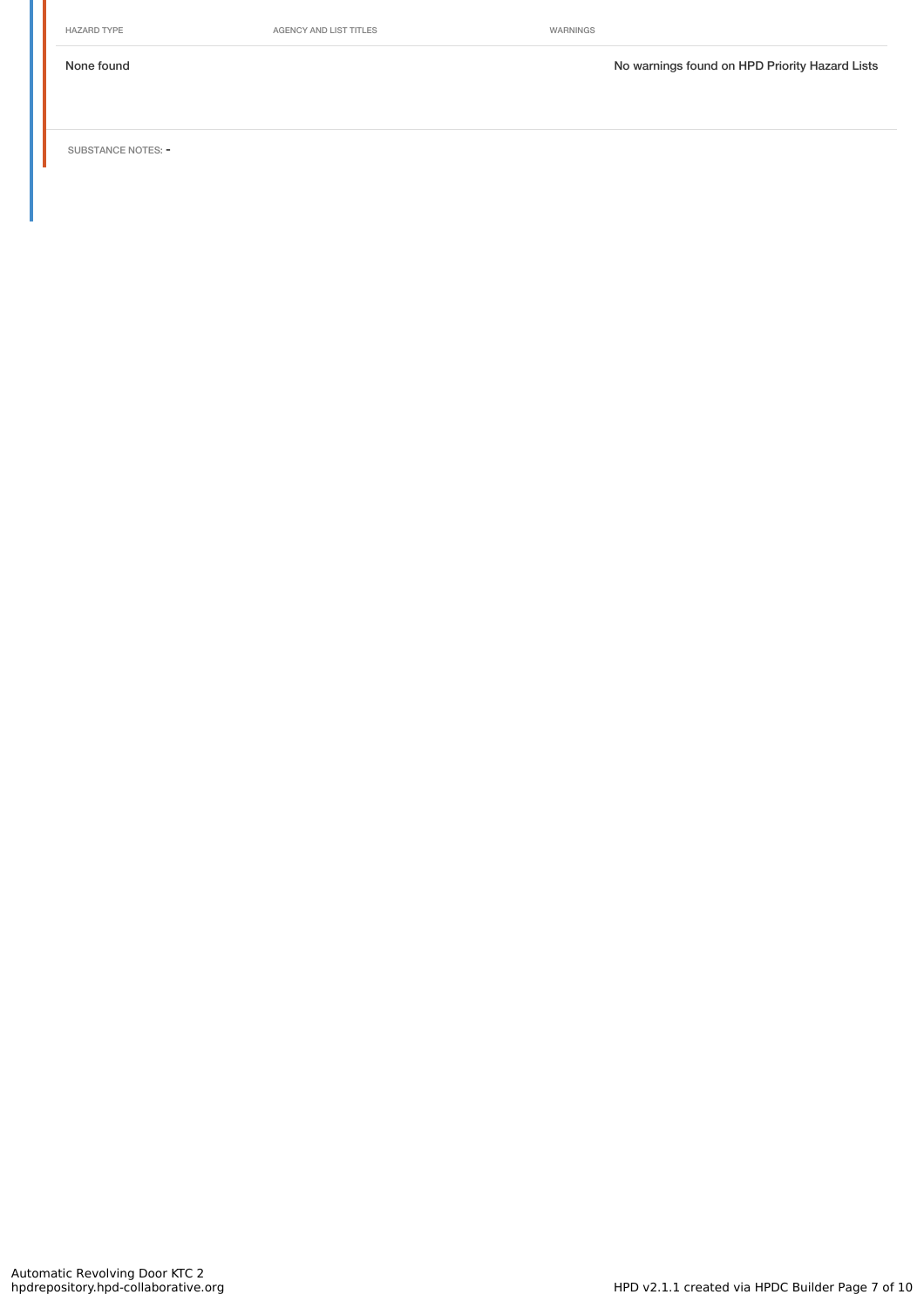| HAZARD TYPE | AGENCY AND LIST TITLES | WARNINGS |
| --- | --- | --- |
| None found | | No warnings found on HPD Priority Hazard Lists |

SUBSTANCE NOTES: -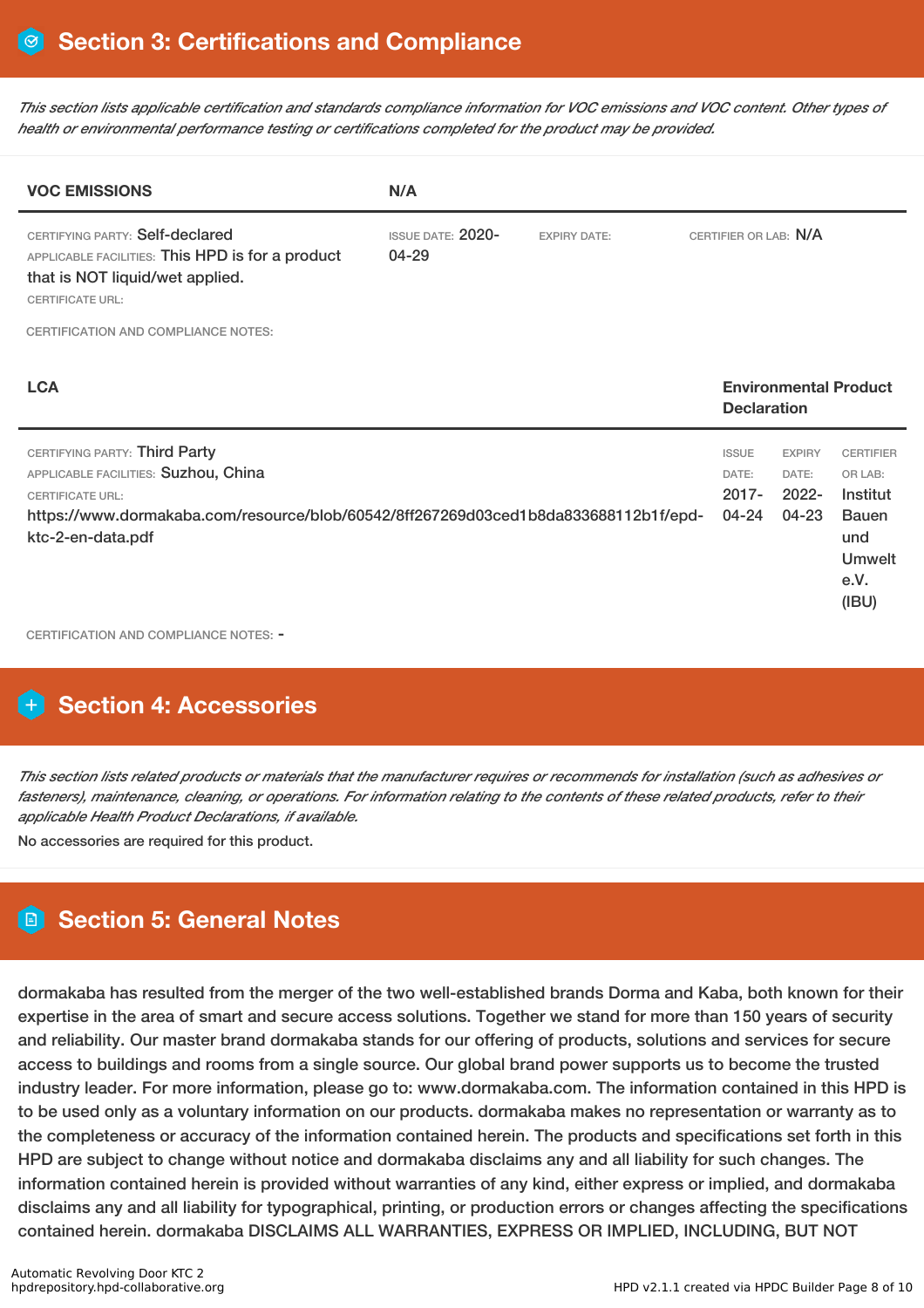## Section 3: Certifications and Compliance

*This section lists applicable certification and standards compliance information for VOC emissions and VOC content. Other types of health or environmental performance testing or certifications completed for the product may be provided.*

| VOC EMISSIONS | N/A | | |
|---|---|---|---|
| CERTIFYING PARTY: Self-declared<br>APPLICABLE FACILITIES: This HPD is for a product that is NOT liquid/wet applied.<br>CERTIFICATE URL: | ISSUE DATE: 2020-04-29 | EXPIRY DATE: | CERTIFIER OR LAB: N/A |

CERTIFICATION AND COMPLIANCE NOTES:

| LCA | Environmental Product Declaration | | |
|---|---|---|---|
| CERTIFYING PARTY: Third Party<br>APPLICABLE FACILITIES: Suzhou, China<br>CERTIFICATE URL:<br>https://www.dormakaba.com/resource/blob/60542/8ff267269d03ced1b8da833688112b1f/epd-ktc-2-en-data.pdf | ISSUE DATE: 2017-04-24 | EXPIRY DATE: 2022-04-23 | CERTIFIER OR LAB: Institut Bauen und Umwelt e.V. (IBU) |

CERTIFICATION AND COMPLIANCE NOTES: -

## Section 4: Accessories

*This section lists related products or materials that the manufacturer requires or recommends for installation (such as adhesives or fasteners), maintenance, cleaning, or operations. For information relating to the contents of these related products, refer to their applicable Health Product Declarations, if available.*

No accessories are required for this product.

## Section 5: General Notes

dormakaba has resulted from the merger of the two well-established brands Dorma and Kaba, both known for their expertise in the area of smart and secure access solutions. Together we stand for more than 150 years of security and reliability. Our master brand dormakaba stands for our offering of products, solutions and services for secure access to buildings and rooms from a single source. Our global brand power supports us to become the trusted industry leader. For more information, please go to: www.dormakaba.com. The information contained in this HPD is to be used only as a voluntary information on our products. dormakaba makes no representation or warranty as to the completeness or accuracy of the information contained herein. The products and specifications set forth in this HPD are subject to change without notice and dormakaba disclaims any and all liability for such changes. The information contained herein is provided without warranties of any kind, either express or implied, and dormakaba disclaims any and all liability for typographical, printing, or production errors or changes affecting the specifications contained herein. dormakaba DISCLAIMS ALL WARRANTIES, EXPRESS OR IMPLIED, INCLUDING, BUT NOT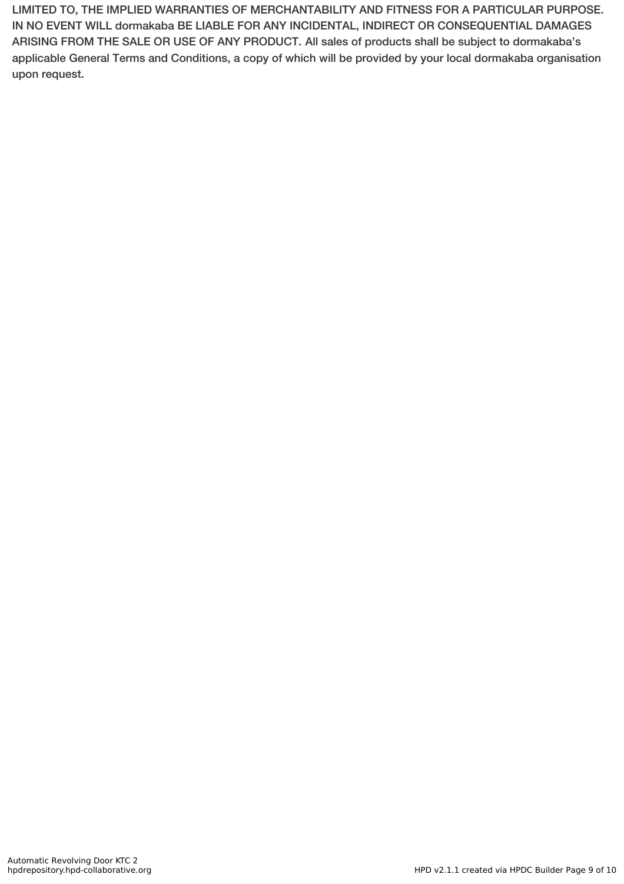LIMITED TO, THE IMPLIED WARRANTIES OF MERCHANTABILITY AND FITNESS FOR A PARTICULAR PURPOSE. IN NO EVENT WILL dormakaba BE LIABLE FOR ANY INCIDENTAL, INDIRECT OR CONSEQUENTIAL DAMAGES ARISING FROM THE SALE OR USE OF ANY PRODUCT. All sales of products shall be subject to dormakaba's applicable General Terms and Conditions, a copy of which will be provided by your local dormakaba organisation upon request.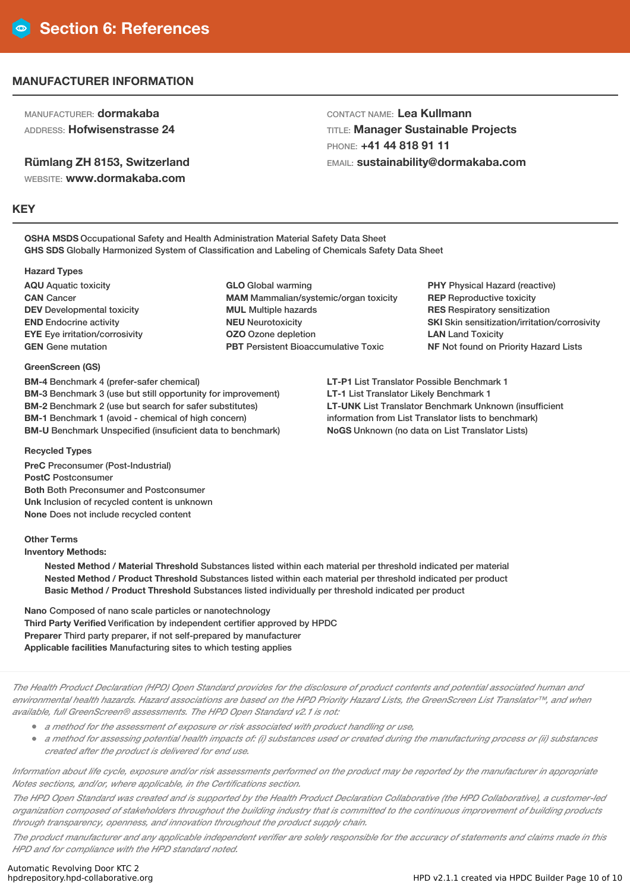# Section 6: References

## MANUFACTURER INFORMATION

MANUFACTURER: **dormakaba**
ADDRESS: **Hofwisenstrasse 24**

**Rümlang ZH 8153, Switzerland**
WEBSITE: **www.dormakaba.com**

CONTACT NAME: **Lea Kullmann**
TITLE: **Manager Sustainable Projects**
PHONE: **+41 44 818 91 11**
EMAIL: **sustainability@dormakaba.com**

## KEY

**OSHA MSDS** Occupational Safety and Health Administration Material Safety Data Sheet
**GHS SDS** Globally Harmonized System of Classification and Labeling of Chemicals Safety Data Sheet

**Hazard Types**

**AQU** Aquatic toxicity
**CAN** Cancer
**DEV** Developmental toxicity
**END** Endocrine activity
**EYE** Eye irritation/corrosivity
**GEN** Gene mutation
**GLO** Global warming
**MAM** Mammalian/systemic/organ toxicity
**MUL** Multiple hazards
**NEU** Neurotoxicity
**OZO** Ozone depletion
**PBT** Persistent Bioaccumulative Toxic
**PHY** Physical Hazard (reactive)
**REP** Reproductive toxicity
**RES** Respiratory sensitization
**SKI** Skin sensitization/irritation/corrosivity
**LAN** Land Toxicity
**NF** Not found on Priority Hazard Lists

**GreenScreen (GS)**

**BM-4** Benchmark 4 (prefer-safer chemical)
**BM-3** Benchmark 3 (use but still opportunity for improvement)
**BM-2** Benchmark 2 (use but search for safer substitutes)
**BM-1** Benchmark 1 (avoid - chemical of high concern)
**BM-U** Benchmark Unspecified (insuficient data to benchmark)
**LT-P1** List Translator Possible Benchmark 1
**LT-1** List Translator Likely Benchmark 1
**LT-UNK** List Translator Benchmark Unknown (insufficient information from List Translator lists to benchmark)
**NoGS** Unknown (no data on List Translator Lists)

**Recycled Types**

**PreC** Preconsumer (Post-Industrial)
**PostC** Postconsumer
**Both** Both Preconsumer and Postconsumer
**Unk** Inclusion of recycled content is unknown
**None** Does not include recycled content

**Other Terms**
**Inventory Methods:**

- **Nested Method / Material Threshold** Substances listed within each material per threshold indicated per material
- **Nested Method / Product Threshold** Substances listed within each material per threshold indicated per product
- **Basic Method / Product Threshold** Substances listed individually per threshold indicated per product

**Nano** Composed of nano scale particles or nanotechnology
**Third Party Verified** Verification by independent certifier approved by HPDC
**Preparer** Third party preparer, if not self-prepared by manufacturer
**Applicable facilities** Manufacturing sites to which testing applies

*The Health Product Declaration (HPD) Open Standard provides for the disclosure of product contents and potential associated human and environmental health hazards. Hazard associations are based on the HPD Priority Hazard Lists, the GreenScreen List Translator™, and when available, full GreenScreen® assessments. The HPD Open Standard v2.1 is not:*

- *a method for the assessment of exposure or risk associated with product handling or use,*
- *a method for assessing potential health impacts of: (i) substances used or created during the manufacturing process or (ii) substances created after the product is delivered for end use.*

*Information about life cycle, exposure and/or risk assessments performed on the product may be reported by the manufacturer in appropriate Notes sections, and/or, where applicable, in the Certifications section.*

*The HPD Open Standard was created and is supported by the Health Product Declaration Collaborative (the HPD Collaborative), a customer-led organization composed of stakeholders throughout the building industry that is committed to the continuous improvement of building products through transparency, openness, and innovation throughout the product supply chain.*

*The product manufacturer and any applicable independent verifier are solely responsible for the accuracy of statements and claims made in this HPD and for compliance with the HPD standard noted.*